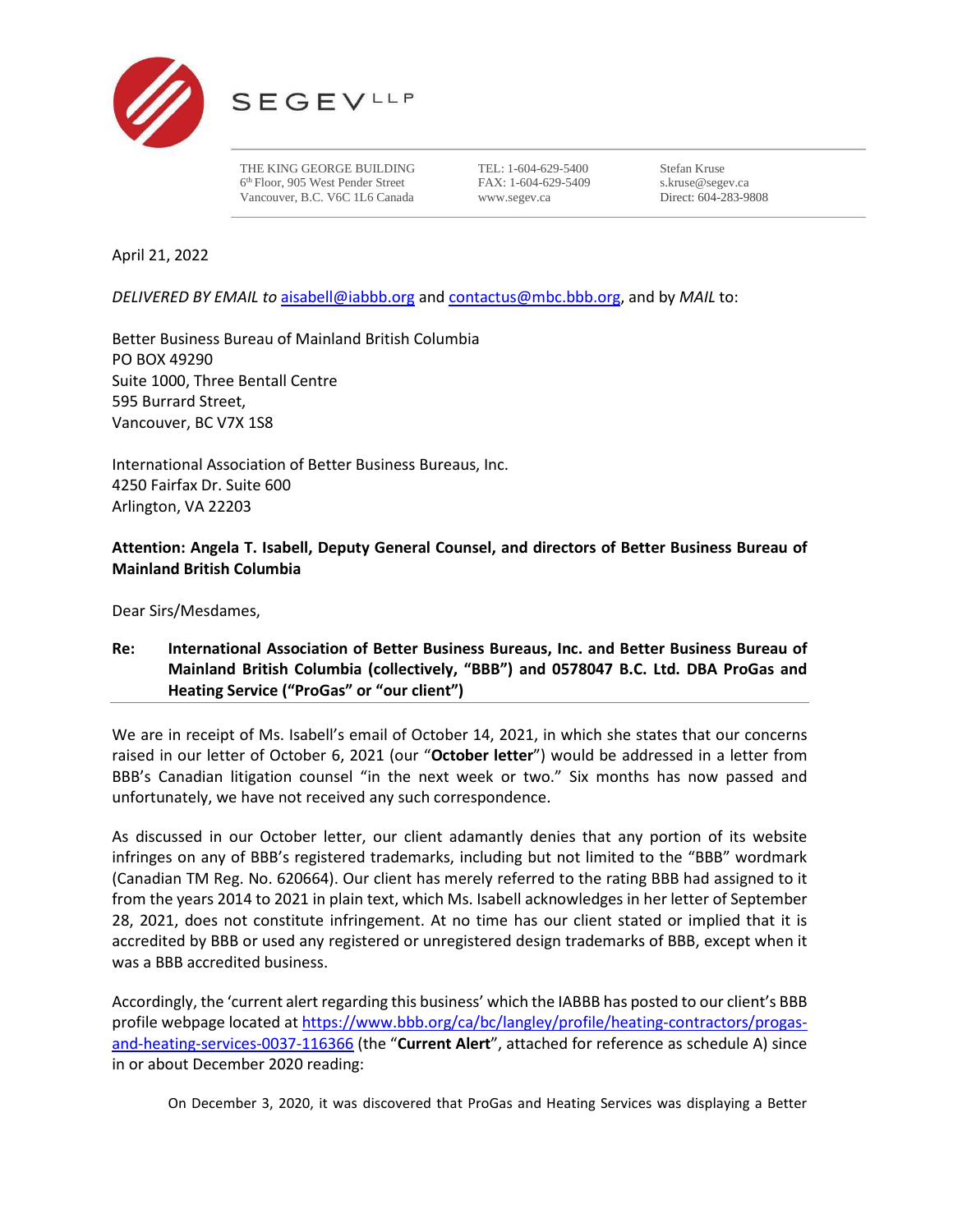SEGEV LLP

THE KING GEORGE BUILDING
6th Floor, 905 West Pender Street
Vancouver, B.C. V6C 1L6 Canada

TEL: 1-604-629-5400
FAX: 1-604-629-5409
www.segev.ca

Stefan Kruse
s.kruse@segev.ca
Direct: 604-283-9808

April 21, 2022

*DELIVERED BY EMAIL to* aisabell@iabbb.org and contactus@mbc.bbb.org, and by *MAIL* to:

Better Business Bureau of Mainland British Columbia
PO BOX 49290
Suite 1000, Three Bentall Centre
595 Burrard Street,
Vancouver, BC V7X 1S8

International Association of Better Business Bureaus, Inc.
4250 Fairfax Dr. Suite 600
Arlington, VA 22203

**Attention: Angela T. Isabell, Deputy General Counsel, and directors of Better Business Bureau of Mainland British Columbia**

Dear Sirs/Mesdames,

**Re: International Association of Better Business Bureaus, Inc. and Better Business Bureau of Mainland British Columbia (collectively, "BBB") and 0578047 B.C. Ltd. DBA ProGas and Heating Service ("ProGas" or "our client")**

We are in receipt of Ms. Isabell's email of October 14, 2021, in which she states that our concerns raised in our letter of October 6, 2021 (our "**October letter**") would be addressed in a letter from BBB's Canadian litigation counsel "in the next week or two." Six months has now passed and unfortunately, we have not received any such correspondence.

As discussed in our October letter, our client adamantly denies that any portion of its website infringes on any of BBB's registered trademarks, including but not limited to the "BBB" wordmark (Canadian TM Reg. No. 620664). Our client has merely referred to the rating BBB had assigned to it from the years 2014 to 2021 in plain text, which Ms. Isabell acknowledges in her letter of September 28, 2021, does not constitute infringement. At no time has our client stated or implied that it is accredited by BBB or used any registered or unregistered design trademarks of BBB, except when it was a BBB accredited business.

Accordingly, the 'current alert regarding this business' which the IABBB has posted to our client's BBB profile webpage located at https://www.bbb.org/ca/bc/langley/profile/heating-contractors/progas-and-heating-services-0037-116366 (the "**Current Alert**", attached for reference as schedule A) since in or about December 2020 reading:

> On December 3, 2020, it was discovered that ProGas and Heating Services was displaying a Better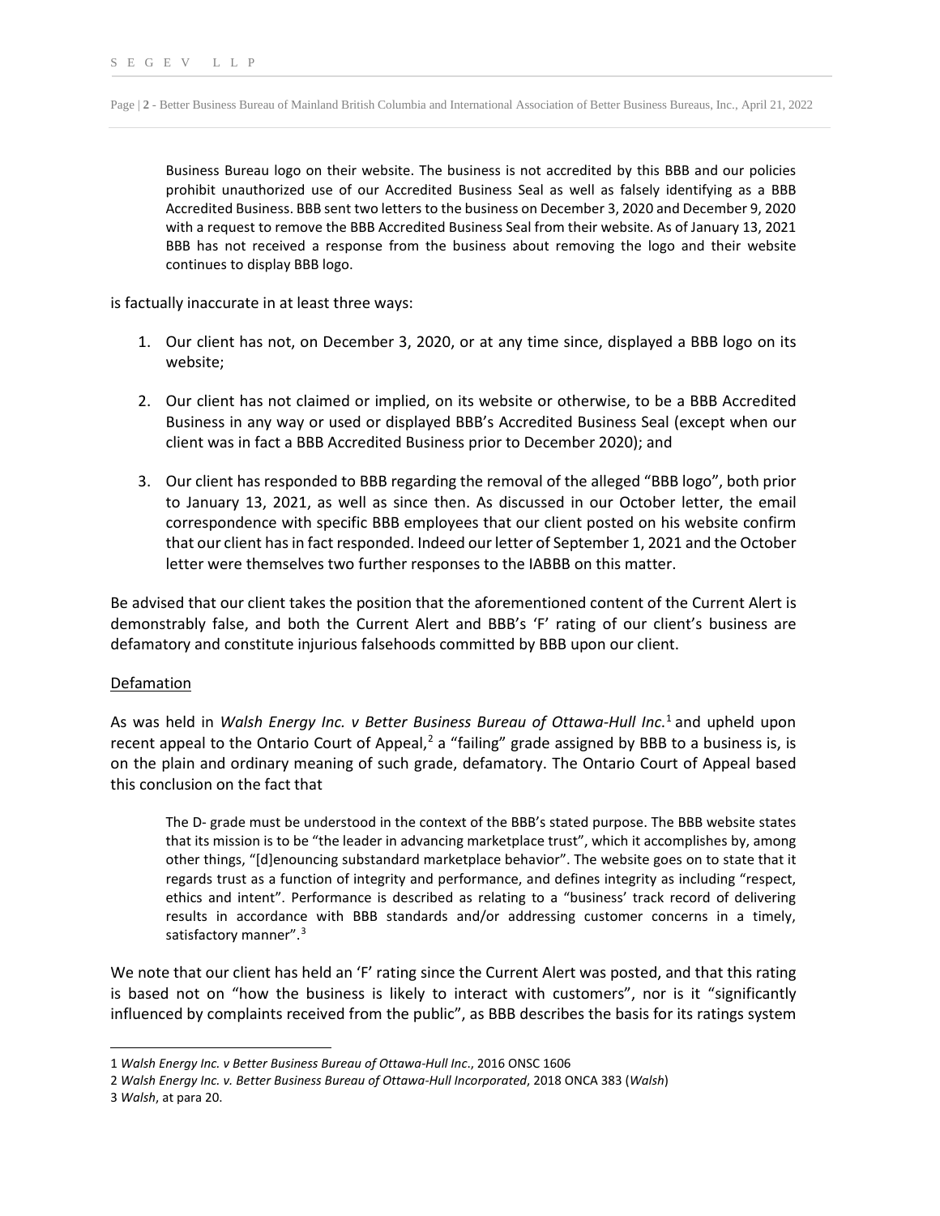> Business Bureau logo on their website. The business is not accredited by this BBB and our policies prohibit unauthorized use of our Accredited Business Seal as well as falsely identifying as a BBB Accredited Business. BBB sent two letters to the business on December 3, 2020 and December 9, 2020 with a request to remove the BBB Accredited Business Seal from their website. As of January 13, 2021 BBB has not received a response from the business about removing the logo and their website continues to display BBB logo.

is factually inaccurate in at least three ways:

1. Our client has not, on December 3, 2020, or at any time since, displayed a BBB logo on its website;
2. Our client has not claimed or implied, on its website or otherwise, to be a BBB Accredited Business in any way or used or displayed BBB's Accredited Business Seal (except when our client was in fact a BBB Accredited Business prior to December 2020); and
3. Our client has responded to BBB regarding the removal of the alleged "BBB logo", both prior to January 13, 2021, as well as since then. As discussed in our October letter, the email correspondence with specific BBB employees that our client posted on his website confirm that our client has in fact responded. Indeed our letter of September 1, 2021 and the October letter were themselves two further responses to the IABBB on this matter.

Be advised that our client takes the position that the aforementioned content of the Current Alert is demonstrably false, and both the Current Alert and BBB's 'F' rating of our client's business are defamatory and constitute injurious falsehoods committed by BBB upon our client.

<u>Defamation</u>

As was held in *Walsh Energy Inc. v Better Business Bureau of Ottawa-Hull Inc.*[1] and upheld upon recent appeal to the Ontario Court of Appeal,[2] a "failing" grade assigned by BBB to a business is, is on the plain and ordinary meaning of such grade, defamatory. The Ontario Court of Appeal based this conclusion on the fact that

> The D- grade must be understood in the context of the BBB's stated purpose. The BBB website states that its mission is to be "the leader in advancing marketplace trust", which it accomplishes by, among other things, "[d]enouncing substandard marketplace behavior". The website goes on to state that it regards trust as a function of integrity and performance, and defines integrity as including "respect, ethics and intent". Performance is described as relating to a "business' track record of delivering results in accordance with BBB standards and/or addressing customer concerns in a timely, satisfactory manner".[3]

We note that our client has held an 'F' rating since the Current Alert was posted, and that this rating is based not on "how the business is likely to interact with customers", nor is it "significantly influenced by complaints received from the public", as BBB describes the basis for its ratings system

---

1 *Walsh Energy Inc. v Better Business Bureau of Ottawa-Hull Inc.*, 2016 ONSC 1606

2 *Walsh Energy Inc. v. Better Business Bureau of Ottawa-Hull Incorporated*, 2018 ONCA 383 (*Walsh*)

3 *Walsh*, at para 20.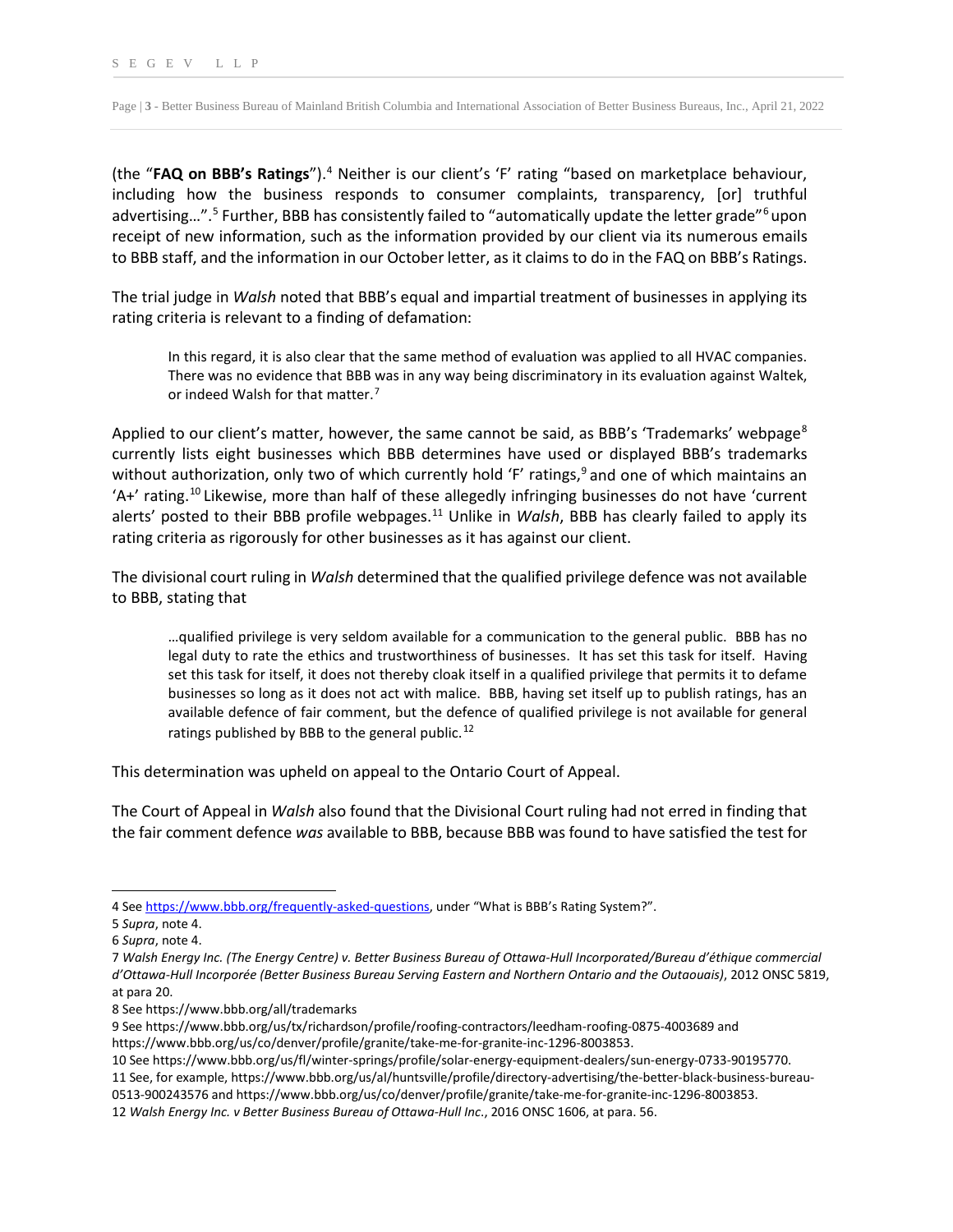(the "**FAQ on BBB's Ratings**").[4] Neither is our client's 'F' rating "based on marketplace behaviour, including how the business responds to consumer complaints, transparency, [or] truthful advertising…".[5] Further, BBB has consistently failed to "automatically update the letter grade"[6] upon receipt of new information, such as the information provided by our client via its numerous emails to BBB staff, and the information in our October letter, as it claims to do in the FAQ on BBB's Ratings.

The trial judge in *Walsh* noted that BBB's equal and impartial treatment of businesses in applying its rating criteria is relevant to a finding of defamation:

> In this regard, it is also clear that the same method of evaluation was applied to all HVAC companies. There was no evidence that BBB was in any way being discriminatory in its evaluation against Waltek, or indeed Walsh for that matter.[7]

Applied to our client's matter, however, the same cannot be said, as BBB's 'Trademarks' webpage[8] currently lists eight businesses which BBB determines have used or displayed BBB's trademarks without authorization, only two of which currently hold 'F' ratings,[9] and one of which maintains an 'A+' rating.[10] Likewise, more than half of these allegedly infringing businesses do not have 'current alerts' posted to their BBB profile webpages.[11] Unlike in *Walsh*, BBB has clearly failed to apply its rating criteria as rigorously for other businesses as it has against our client.

The divisional court ruling in *Walsh* determined that the qualified privilege defence was not available to BBB, stating that

> …qualified privilege is very seldom available for a communication to the general public. BBB has no legal duty to rate the ethics and trustworthiness of businesses. It has set this task for itself. Having set this task for itself, it does not thereby cloak itself in a qualified privilege that permits it to defame businesses so long as it does not act with malice. BBB, having set itself up to publish ratings, has an available defence of fair comment, but the defence of qualified privilege is not available for general ratings published by BBB to the general public.[12]

This determination was upheld on appeal to the Ontario Court of Appeal.

The Court of Appeal in *Walsh* also found that the Divisional Court ruling had not erred in finding that the fair comment defence *was* available to BBB, because BBB was found to have satisfied the test for

---

4 See https://www.bbb.org/frequently-asked-questions, under "What is BBB's Rating System?".

5 *Supra*, note 4.

6 *Supra*, note 4.

7 *Walsh Energy Inc. (The Energy Centre) v. Better Business Bureau of Ottawa-Hull Incorporated/Bureau d'éthique commercial d'Ottawa-Hull Incorporée (Better Business Bureau Serving Eastern and Northern Ontario and the Outaouais)*, 2012 ONSC 5819, at para 20.

8 See https://www.bbb.org/all/trademarks

9 See https://www.bbb.org/us/tx/richardson/profile/roofing-contractors/leedham-roofing-0875-4003689 and https://www.bbb.org/us/co/denver/profile/granite/take-me-for-granite-inc-1296-8003853.

10 See https://www.bbb.org/us/fl/winter-springs/profile/solar-energy-equipment-dealers/sun-energy-0733-90195770.

11 See, for example, https://www.bbb.org/us/al/huntsville/profile/directory-advertising/the-better-black-business-bureau-0513-900243576 and https://www.bbb.org/us/co/denver/profile/granite/take-me-for-granite-inc-1296-8003853.

12 *Walsh Energy Inc. v Better Business Bureau of Ottawa-Hull Inc.*, 2016 ONSC 1606, at para. 56.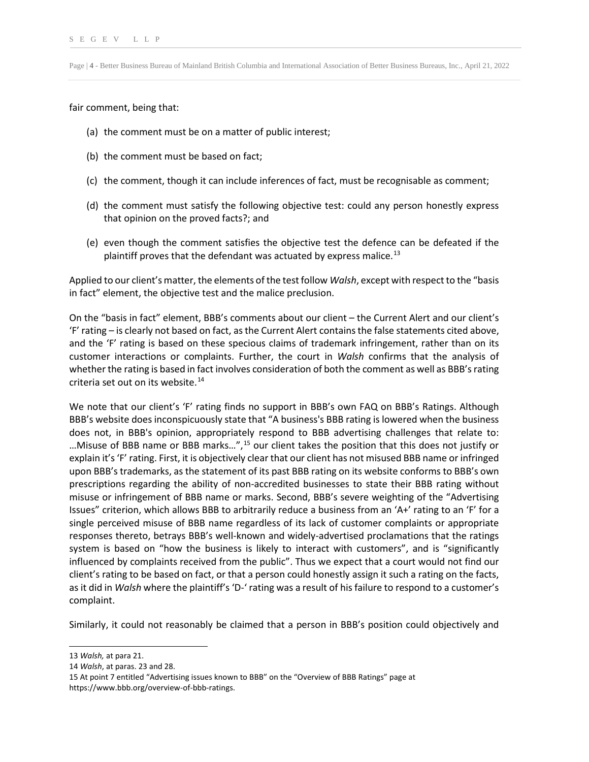fair comment, being that:

(a) the comment must be on a matter of public interest;

(b) the comment must be based on fact;

(c) the comment, though it can include inferences of fact, must be recognisable as comment;

(d) the comment must satisfy the following objective test: could any person honestly express that opinion on the proved facts?; and

(e) even though the comment satisfies the objective test the defence can be defeated if the plaintiff proves that the defendant was actuated by express malice.[13]

Applied to our client's matter, the elements of the test follow *Walsh*, except with respect to the "basis in fact" element, the objective test and the malice preclusion.

On the "basis in fact" element, BBB's comments about our client – the Current Alert and our client's 'F' rating – is clearly not based on fact, as the Current Alert contains the false statements cited above, and the 'F' rating is based on these specious claims of trademark infringement, rather than on its customer interactions or complaints. Further, the court in *Walsh* confirms that the analysis of whether the rating is based in fact involves consideration of both the comment as well as BBB's rating criteria set out on its website.[14]

We note that our client's 'F' rating finds no support in BBB's own FAQ on BBB's Ratings. Although BBB's website does inconspicuously state that "A business's BBB rating is lowered when the business does not, in BBB's opinion, appropriately respond to BBB advertising challenges that relate to: …Misuse of BBB name or BBB marks…",[15] our client takes the position that this does not justify or explain it's 'F' rating. First, it is objectively clear that our client has not misused BBB name or infringed upon BBB's trademarks, as the statement of its past BBB rating on its website conforms to BBB's own prescriptions regarding the ability of non-accredited businesses to state their BBB rating without misuse or infringement of BBB name or marks. Second, BBB's severe weighting of the "Advertising Issues" criterion, which allows BBB to arbitrarily reduce a business from an 'A+' rating to an 'F' for a single perceived misuse of BBB name regardless of its lack of customer complaints or appropriate responses thereto, betrays BBB's well-known and widely-advertised proclamations that the ratings system is based on "how the business is likely to interact with customers", and is "significantly influenced by complaints received from the public". Thus we expect that a court would not find our client's rating to be based on fact, or that a person could honestly assign it such a rating on the facts, as it did in *Walsh* where the plaintiff's 'D-' rating was a result of his failure to respond to a customer's complaint.

Similarly, it could not reasonably be claimed that a person in BBB's position could objectively and

---

13 *Walsh,* at para 21.

14 *Walsh*, at paras. 23 and 28.

15 At point 7 entitled "Advertising issues known to BBB" on the "Overview of BBB Ratings" page at https://www.bbb.org/overview-of-bbb-ratings.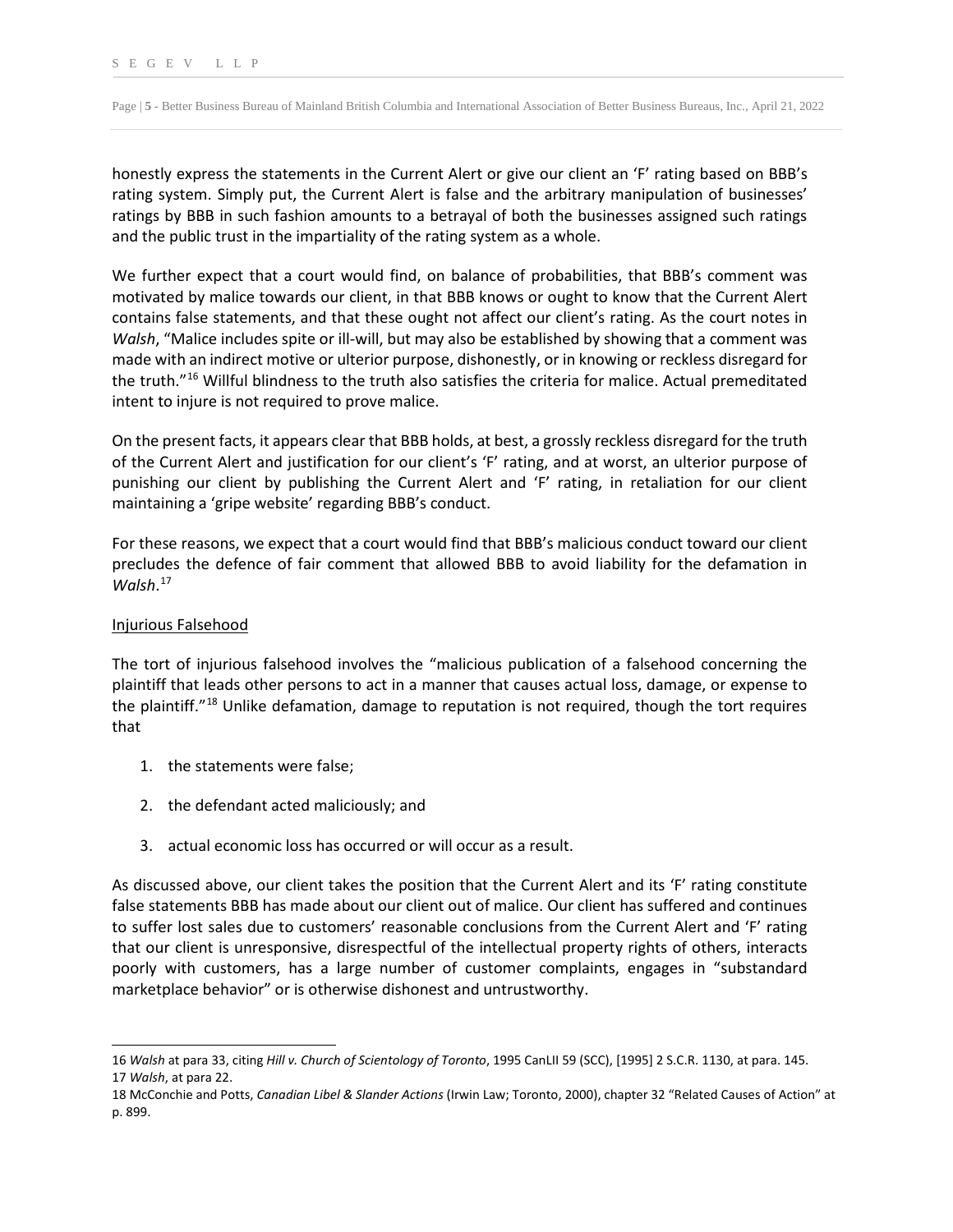honestly express the statements in the Current Alert or give our client an 'F' rating based on BBB's rating system. Simply put, the Current Alert is false and the arbitrary manipulation of businesses' ratings by BBB in such fashion amounts to a betrayal of both the businesses assigned such ratings and the public trust in the impartiality of the rating system as a whole.

We further expect that a court would find, on balance of probabilities, that BBB's comment was motivated by malice towards our client, in that BBB knows or ought to know that the Current Alert contains false statements, and that these ought not affect our client's rating. As the court notes in *Walsh*, "Malice includes spite or ill-will, but may also be established by showing that a comment was made with an indirect motive or ulterior purpose, dishonestly, or in knowing or reckless disregard for the truth."[16] Willful blindness to the truth also satisfies the criteria for malice. Actual premeditated intent to injure is not required to prove malice.

On the present facts, it appears clear that BBB holds, at best, a grossly reckless disregard for the truth of the Current Alert and justification for our client's 'F' rating, and at worst, an ulterior purpose of punishing our client by publishing the Current Alert and 'F' rating, in retaliation for our client maintaining a 'gripe website' regarding BBB's conduct.

For these reasons, we expect that a court would find that BBB's malicious conduct toward our client precludes the defence of fair comment that allowed BBB to avoid liability for the defamation in *Walsh*.[17]

<u>Injurious Falsehood</u>

The tort of injurious falsehood involves the "malicious publication of a falsehood concerning the plaintiff that leads other persons to act in a manner that causes actual loss, damage, or expense to the plaintiff."[18] Unlike defamation, damage to reputation is not required, though the tort requires that

1. the statements were false;
2. the defendant acted maliciously; and
3. actual economic loss has occurred or will occur as a result.

As discussed above, our client takes the position that the Current Alert and its 'F' rating constitute false statements BBB has made about our client out of malice. Our client has suffered and continues to suffer lost sales due to customers' reasonable conclusions from the Current Alert and 'F' rating that our client is unresponsive, disrespectful of the intellectual property rights of others, interacts poorly with customers, has a large number of customer complaints, engages in "substandard marketplace behavior" or is otherwise dishonest and untrustworthy.

---

16 *Walsh* at para 33, citing *Hill v. Church of Scientology of Toronto*, 1995 CanLII 59 (SCC), [1995] 2 S.C.R. 1130, at para. 145.

17 *Walsh*, at para 22.

18 McConchie and Potts, *Canadian Libel & Slander Actions* (Irwin Law; Toronto, 2000), chapter 32 "Related Causes of Action" at p. 899.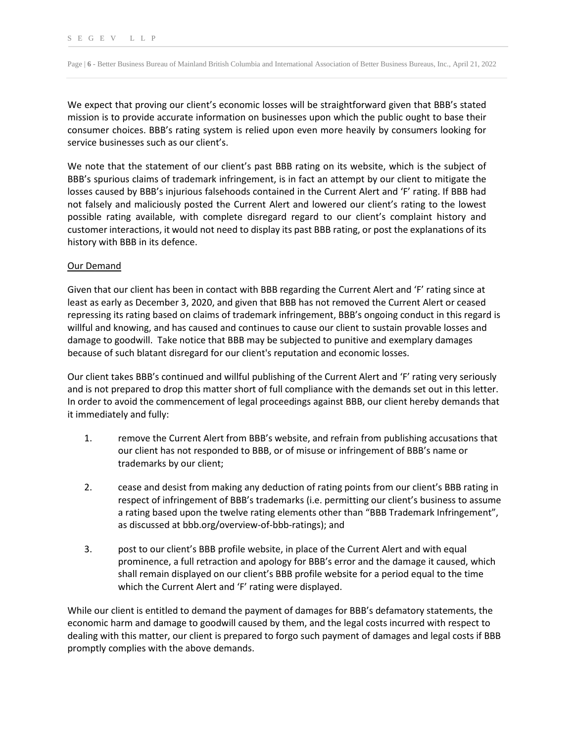We expect that proving our client's economic losses will be straightforward given that BBB's stated mission is to provide accurate information on businesses upon which the public ought to base their consumer choices. BBB's rating system is relied upon even more heavily by consumers looking for service businesses such as our client's.

We note that the statement of our client's past BBB rating on its website, which is the subject of BBB's spurious claims of trademark infringement, is in fact an attempt by our client to mitigate the losses caused by BBB's injurious falsehoods contained in the Current Alert and 'F' rating. If BBB had not falsely and maliciously posted the Current Alert and lowered our client's rating to the lowest possible rating available, with complete disregard regard to our client's complaint history and customer interactions, it would not need to display its past BBB rating, or post the explanations of its history with BBB in its defence.

Our Demand

Given that our client has been in contact with BBB regarding the Current Alert and 'F' rating since at least as early as December 3, 2020, and given that BBB has not removed the Current Alert or ceased repressing its rating based on claims of trademark infringement, BBB's ongoing conduct in this regard is willful and knowing, and has caused and continues to cause our client to sustain provable losses and damage to goodwill. Take notice that BBB may be subjected to punitive and exemplary damages because of such blatant disregard for our client's reputation and economic losses.

Our client takes BBB's continued and willful publishing of the Current Alert and 'F' rating very seriously and is not prepared to drop this matter short of full compliance with the demands set out in this letter. In order to avoid the commencement of legal proceedings against BBB, our client hereby demands that it immediately and fully:

1. remove the Current Alert from BBB's website, and refrain from publishing accusations that our client has not responded to BBB, or of misuse or infringement of BBB's name or trademarks by our client;

2. cease and desist from making any deduction of rating points from our client's BBB rating in respect of infringement of BBB's trademarks (i.e. permitting our client's business to assume a rating based upon the twelve rating elements other than "BBB Trademark Infringement", as discussed at bbb.org/overview-of-bbb-ratings); and

3. post to our client's BBB profile website, in place of the Current Alert and with equal prominence, a full retraction and apology for BBB's error and the damage it caused, which shall remain displayed on our client's BBB profile website for a period equal to the time which the Current Alert and 'F' rating were displayed.

While our client is entitled to demand the payment of damages for BBB's defamatory statements, the economic harm and damage to goodwill caused by them, and the legal costs incurred with respect to dealing with this matter, our client is prepared to forgo such payment of damages and legal costs if BBB promptly complies with the above demands.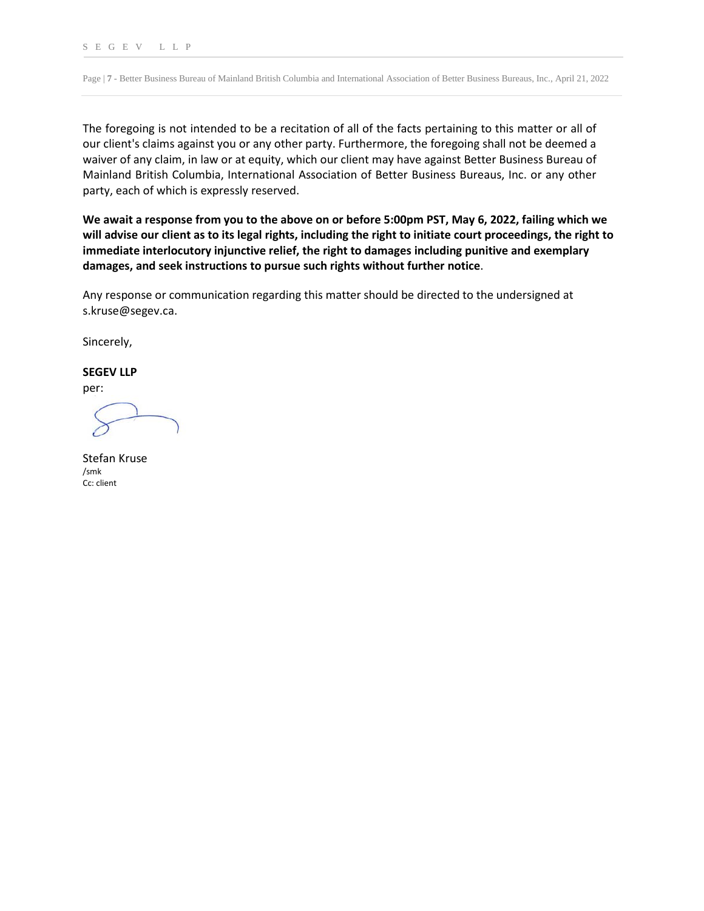The foregoing is not intended to be a recitation of all of the facts pertaining to this matter or all of our client's claims against you or any other party. Furthermore, the foregoing shall not be deemed a waiver of any claim, in law or at equity, which our client may have against Better Business Bureau of Mainland British Columbia, International Association of Better Business Bureaus, Inc. or any other party, each of which is expressly reserved.

**We await a response from you to the above on or before 5:00pm PST, May 6, 2022, failing which we will advise our client as to its legal rights, including the right to initiate court proceedings, the right to immediate interlocutory injunctive relief, the right to damages including punitive and exemplary damages, and seek instructions to pursue such rights without further notice**.

Any response or communication regarding this matter should be directed to the undersigned at s.kruse@segev.ca.

Sincerely,

**SEGEV LLP**
per:

Stefan Kruse
/smk
Cc: client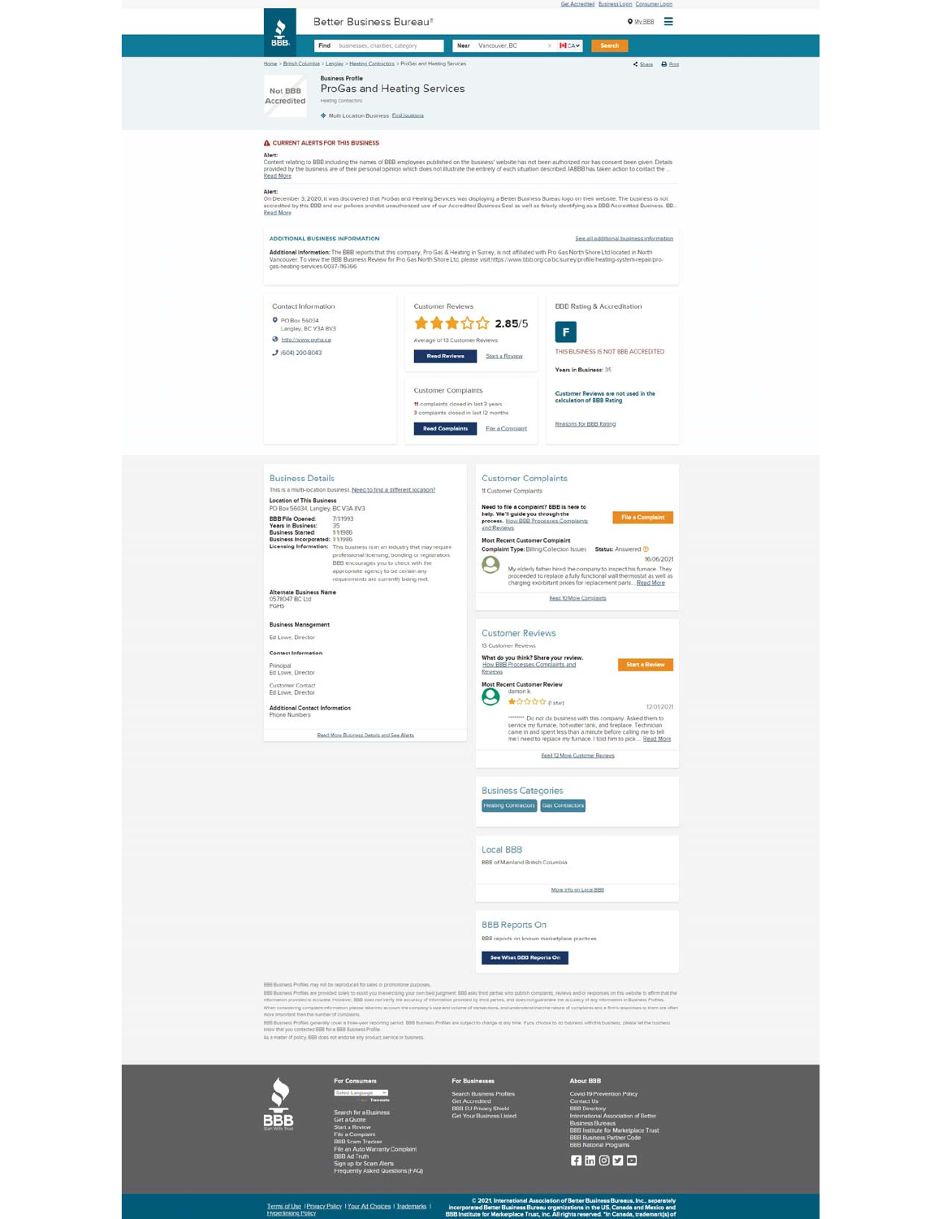Get Accredited | Business Login | Consumer Login

Better Business Bureau®

My BBB

Find businesses, charities, category | Near Vancouver, BC | CA | Search

Home > British Columbia > Langley > Heating Contractors > ProGas and Heating Services

Share | Print

Not BBB Accredited

Business Profile

# ProGas and Heating Services

Heating Contractors

Multi Location Business Find locations

## CURRENT ALERTS FOR THIS BUSINESS

**Alert:**
Content relating to BBB including the names of BBB employees published on the business' website has not been authorized nor has consent been given. Details provided by the business are of their personal opinion which does not illustrate the entirety of each situation described. IABBB has taken action to contact the ...
Read More

**Alert:**
On December 3, 2020, it was discovered that ProGas and Heating Services was displaying a Better Business Bureau logo on their website. The business is not accredited by this BBB and our policies prohibit unauthorized use of our Accredited Business Seal as well as falsely identifying as a BBB Accredited Business. BB...
Read More

## ADDITIONAL BUSINESS INFORMATION

See all additional business information

**Additional Information:** The BBB reports that this company, Pro Gas & Heating in Surrey, is not affiliated with Pro Gas North Shore Ltd located in North Vancouver. To view the BBB Business Review for Pro Gas North Shore Ltd, please visit https://www.bbb.org/ca/bc/surrey/profile/heating-system-repair/pro-gas-heating-services-0037-116366

### Contact Information

PO Box 56034
Langley, BC V3A 8V3

http://www.pghs.ca

(604) 200-8043

### Customer Reviews

2.85/5

Average of 13 Customer Reviews

Read Reviews | Start a Review

### Customer Complaints

11 complaints closed in last 3 years
3 complaints closed in last 12 months

Read Complaints | File a Complaint

### BBB Rating & Accreditation

F

THIS BUSINESS IS NOT BBB ACCREDITED

**Years in Business:** 35

**Customer Reviews are not used in the calculation of BBB Rating**

Reasons for BBB Rating

## Business Details

This is a multi-location business. Need to find a different location?

**Location of This Business**
PO Box 56034, Langley, BC V3A 8V3

**BBB File Opened:** 7/1/1993
**Years in Business:** 35
**Business Started:** 1/1/1986
**Business Incorporated:** 1/1/1986
**Licensing Information:** This business is in an industry that may require professional licensing, bonding or registration. BBB encourages you to check with the appropriate agency to be certain any requirements are currently being met.

**Alternate Business Name**
0578047 BC Ltd
PGHS

**Business Management**
Ed Lowe, Director

**Contact Information**

Principal
Ed Lowe, Director

Customer Contact
Ed Lowe, Director

**Additional Contact Information**
Phone Numbers

Read More Business Details and See Alerts

## Customer Complaints

11 Customer Complaints

**Need to file a complaint? BBB is here to help. We'll guide you through the process.** How BBB Processes Complaints and Reviews

File a Complaint

**Most Recent Customer Complaint**
**Complaint Type:** Billing/Collection Issues **Status:** Answered

16/06/2021

My elderly father hired the company to inspect his furnace. They proceeded to replace a fully functional wall thermostat as well as charging exorbitant prices for replacement parts... Read More

Read 10 More Complaints

## Customer Reviews

13 Customer Reviews

**What do you think? Share your review.** How BBB Processes Complaints and Reviews

Start a Review

**Most Recent Customer Review**
damon k.
(1 star)

12/01/2021

******* Do not do business with this company. Asked them to service my furnace, hot water tank, and fireplace. Technician came in and spent less than a minute before calling me to tell me I need to replace my furnace. I told him to pick ... Read More

Read 12 More Customer Reviews

## Business Categories

Heating Contractors | Gas Contractors

## Local BBB

BBB of Mainland British Columbia

More Info on Local BBB

## BBB Reports On

BBB reports on known marketplace practices.

See What BBB Reports On

BBB Business Profiles may not be reproduced for sales or promotional purposes.

BBB Business Profiles are provided solely to assist you in exercising your own best judgment. BBB asks third parties who publish complaints, reviews and/or responses on this website to affirm that the information provided is accurate. However, BBB does not verify the accuracy of information provided by third parties, and does not guarantee the accuracy of any information in Business Profiles.

When considering complaint information, please take into account the company's size and volume of transactions, and understand that the nature of complaints and a firm's responses to them are often more important than the number of complaints.

BBB Business Profiles generally cover a three-year reporting period. BBB Business Profiles are subject to change at any time. If you choose to do business with this business, please let the business know that you contacted BBB for a BBB Business Profile.

As a matter of policy, BBB does not endorse any product, service or business.

BBB Start With Trust

**For Consumers**
Select Language | Translate
Search for a Business
Get a Quote
Start a Review
File a Complaint
BBB Scam Tracker
File an Auto Warranty Complaint
BBB Ad Truth
Sign up for Scam Alerts
Frequently Asked Questions (FAQ)

**For Businesses**
Search Business Profiles
Get Accredited
BBB EU Privacy Shield
Get Your Business Listed

**About BBB**
Covid-19 Prevention Policy
Contact Us
BBB Directory
International Association of Better Business Bureaus
BBB Institute for Marketplace Trust
BBB Business Partner Code
BBB National Programs

Terms of Use | Privacy Policy | Your Ad Choices | Trademarks | Hyperlinking Policy

© 2021, International Association of Better Business Bureaus, Inc., separately incorporated Better Business Bureau organizations in the US, Canada and Mexico and BBB Institute for Marketplace Trust, Inc. All rights reserved. *In Canada, trademark(s) of